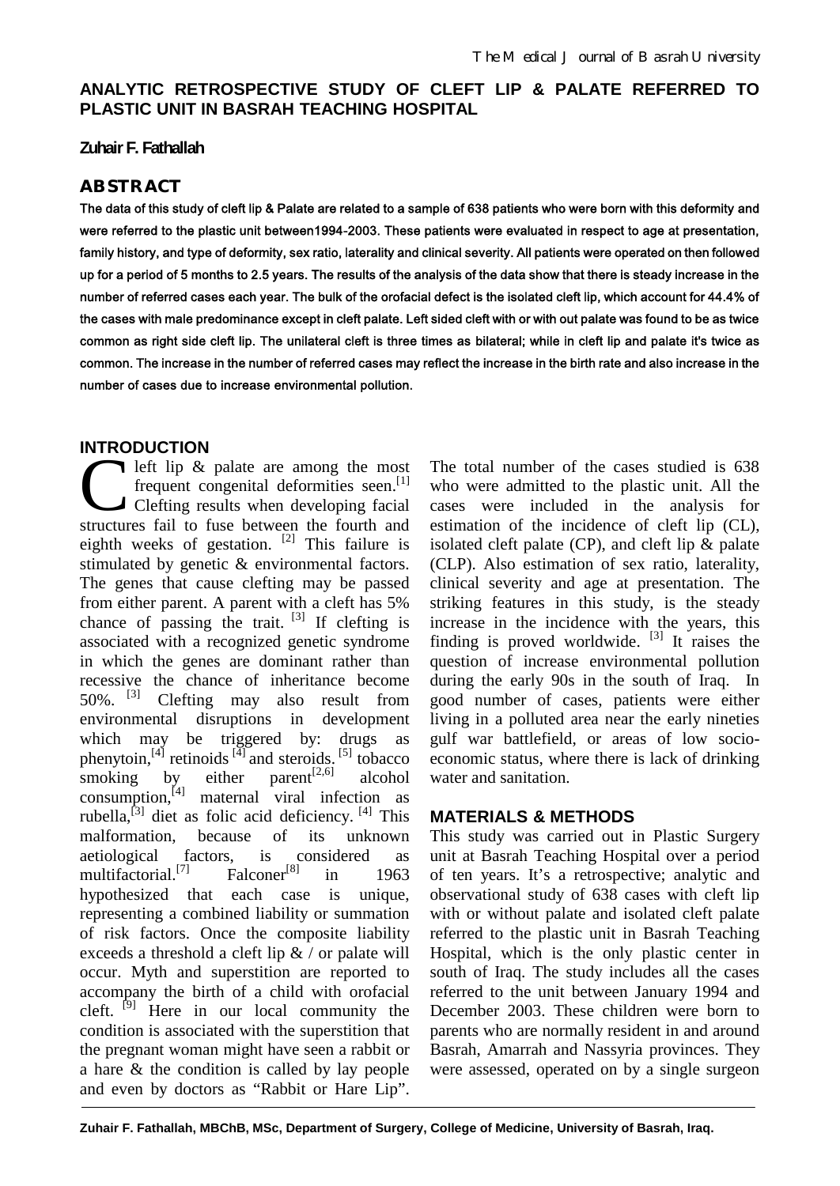# ANALYTIC RETROSPECTIVE STUDY OF CLEFT LIP & PALATE REFERRED TO PLASTIC UNIT IN BASRAH TEACHING HOSPITAL

**Zuhair F. Fathallah**

## ABSTRACT

**The data of this study of cleft lip & Palate are related to a sample of 638 patients who were born with this deformity and were referred to the plastic unit between1994-2003. These patients were evaluated in respect to age at presentation, family history, and type of deformity, sex ratio, laterality and clinical severity. All patients were operated on then followed up for a period of 5 months to 2.5 years. The results of the analysis of the data show that there is steady increase in the number of referred cases each year. The bulk of the orofacial defect is the isolated cleft lip, which account for 44.4% of the cases with male predominance except in cleft palate. Left sided cleft with or with out palate was found to be as twice common as right side cleft lip. The unilateral cleft is three times as bilateral; while in cleft lip and palate it's twice as common. The increase in the number of referred cases may reflect the increase in the birth rate and also increase in the number of cases due to increase environmental pollution.**

## INTRODUCTION

Cleft lip & palate are among the most frequent congenital deformities seen.[1] Clefting results when developing facial structures fail to fuse between the fourth and eighth weeks of gestation. [2] This failure is stimulated by genetic & environmental factors. The genes that cause clefting may be passed from either parent. A parent with a cleft has 5% chance of passing the trait. [3] If clefting is associated with a recognized genetic syndrome in which the genes are dominant rather than recessive the chance of inheritance become 50%. [3] Clefting may also result from environmental disruptions in development which may be triggered by: drugs as phenytoin,[4] retinoids [4] and steroids. [5] tobacco smoking by either parent[2,6] alcohol consumption,[4] maternal viral infection as rubella,[3] diet as folic acid deficiency. [4] This malformation, because of its unknown aetiological factors, is considered as multifactorial.[7] Falconer[8] in 1963 hypothesized that each case is unique, representing a combined liability or summation of risk factors. Once the composite liability exceeds a threshold a cleft lip & / or palate will occur. Myth and superstition are reported to accompany the birth of a child with orofacial cleft. [9] Here in our local community the condition is associated with the superstition that the pregnant woman might have seen a rabbit or a hare & the condition is called by lay people and even by doctors as "Rabbit or Hare Lip".

The total number of the cases studied is 638 who were admitted to the plastic unit. All the cases were included in the analysis for estimation of the incidence of cleft lip (CL), isolated cleft palate (CP), and cleft lip & palate (CLP). Also estimation of sex ratio, laterality, clinical severity and age at presentation. The striking features in this study, is the steady increase in the incidence with the years, this finding is proved worldwide. [3] It raises the question of increase environmental pollution during the early 90s in the south of Iraq. In good number of cases, patients were either living in a polluted area near the early nineties gulf war battlefield, or areas of low socio-economic status, where there is lack of drinking water and sanitation.

## MATERIALS & METHODS

This study was carried out in Plastic Surgery unit at Basrah Teaching Hospital over a period of ten years. It's a retrospective; analytic and observational study of 638 cases with cleft lip with or without palate and isolated cleft palate referred to the plastic unit in Basrah Teaching Hospital, which is the only plastic center in south of Iraq. The study includes all the cases referred to the unit between January 1994 and December 2003. These children were born to parents who are normally resident in and around Basrah, Amarrah and Nassyria provinces. They were assessed, operated on by a single surgeon

---

**Zuhair F. Fathallah, MBChB, MSc, Department of Surgery, College of Medicine, University of Basrah, Iraq.**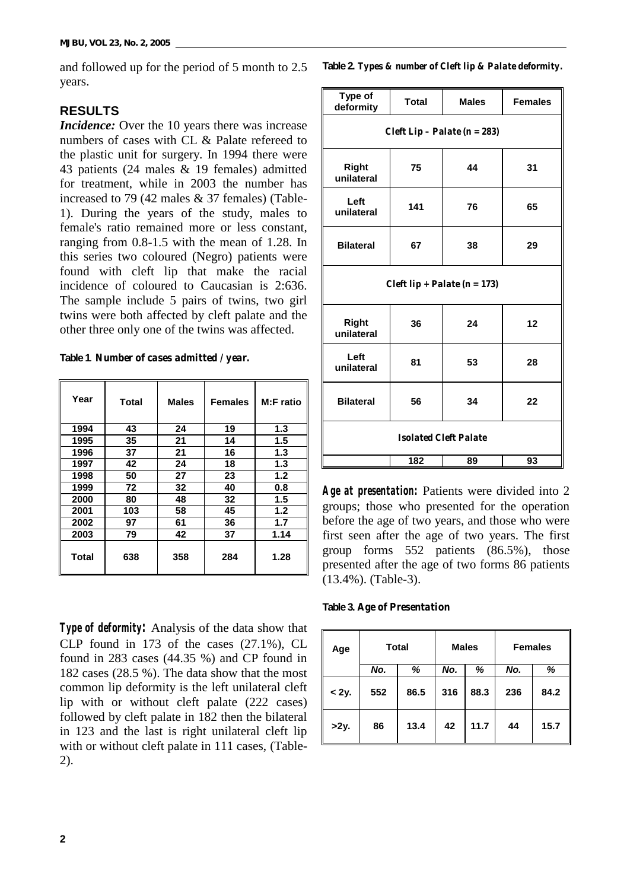and followed up for the period of 5 month to 2.5 years.

## RESULTS

***Incidence:*** Over the 10 years there was increase numbers of cases with CL & Palate refereed to the plastic unit for surgery. In 1994 there were 43 patients (24 males & 19 females) admitted for treatment, while in 2003 the number has increased to 79 (42 males & 37 females) (Table-1). During the years of the study, males to female's ratio remained more or less constant, ranging from 0.8-1.5 with the mean of 1.28. In this series two coloured (Negro) patients were found with cleft lip that make the racial incidence of coloured to Caucasian is 2:636. The sample include 5 pairs of twins, two girl twins were both affected by cleft palate and the other three only one of the twins was affected.

**Table 1. *Number of cases admitted / year.***

| Year | Total | Males | Females | M:F ratio |
|---|---|---|---|---|
| 1994 | 43 | 24 | 19 | 1.3 |
| 1995 | 35 | 21 | 14 | 1.5 |
| 1996 | 37 | 21 | 16 | 1.3 |
| 1997 | 42 | 24 | 18 | 1.3 |
| 1998 | 50 | 27 | 23 | 1.2 |
| 1999 | 72 | 32 | 40 | 0.8 |
| 2000 | 80 | 48 | 32 | 1.5 |
| 2001 | 103 | 58 | 45 | 1.2 |
| 2002 | 97 | 61 | 36 | 1.7 |
| 2003 | 79 | 42 | 37 | 1.14 |
| Total | 638 | 358 | 284 | 1.28 |

***Type of deformity:*** Analysis of the data show that CLP found in 173 of the cases (27.1%), CL found in 283 cases (44.35 %) and CP found in 182 cases (28.5 %). The data show that the most common lip deformity is the left unilateral cleft lip with or without cleft palate (222 cases) followed by cleft palate in 182 then the bilateral in 123 and the last is right unilateral cleft lip with or without cleft palate in 111 cases, (Table-2).

**Table 2. *Types & number of Cleft lip & Palate deformity.***

| Type of deformity | Total | Males | Females |
|---|---|---|---|
| ***Cleft Lip – Palate (n = 283)*** | | | |
| Right unilateral | 75 | 44 | 31 |
| Left unilateral | 141 | 76 | 65 |
| Bilateral | 67 | 38 | 29 |
| ***Cleft lip + Palate (n = 173)*** | | | |
| Right unilateral | 36 | 24 | 12 |
| Left unilateral | 81 | 53 | 28 |
| Bilateral | 56 | 34 | 22 |
| ***Isolated Cleft Palate*** | | | |
| | 182 | 89 | 93 |

***Age at presentation:*** Patients were divided into 2 groups; those who presented for the operation before the age of two years, and those who were first seen after the age of two years. The first group forms 552 patients (86.5%), those presented after the age of two forms 86 patients (13.4%). (Table-3).

**Table 3. *Age of Presentation***

| Age | Total | | Males | | Females | |
|---|---|---|---|---|---|---|
| | *No.* | *%* | *No.* | *%* | *No.* | *%* |
| < 2y. | 552 | 86.5 | 316 | 88.3 | 236 | 84.2 |
| >2y. | 86 | 13.4 | 42 | 11.7 | 44 | 15.7 |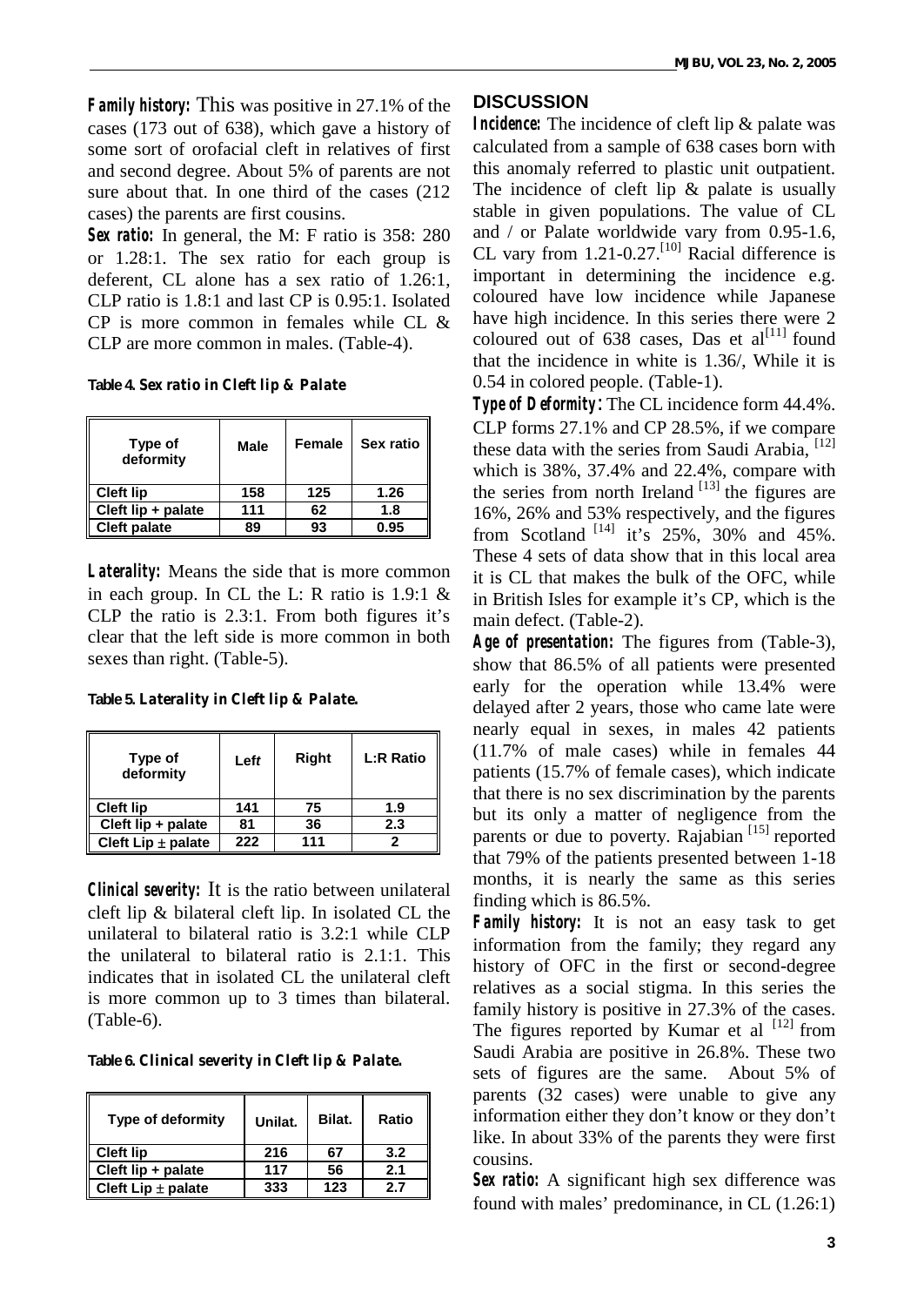***Family history:*** This was positive in 27.1% of the cases (173 out of 638), which gave a history of some sort of orofacial cleft in relatives of first and second degree. About 5% of parents are not sure about that. In one third of the cases (212 cases) the parents are first cousins.

***Sex ratio:*** In general, the M: F ratio is 358: 280 or 1.28:1. The sex ratio for each group is deferent, CL alone has a sex ratio of 1.26:1, CLP ratio is 1.8:1 and last CP is 0.95:1. Isolated CP is more common in females while CL & CLP are more common in males. (Table-4).

**Table 4. *Sex ratio in Cleft lip & Palate***

| Type of deformity | Male | Female | Sex ratio |
|---|---|---|---|
| Cleft lip | 158 | 125 | 1.26 |
| Cleft lip + palate | 111 | 62 | 1.8 |
| Cleft palate | 89 | 93 | 0.95 |

***Laterality:*** Means the side that is more common in each group. In CL the L: R ratio is 1.9:1 & CLP the ratio is 2.3:1. From both figures it's clear that the left side is more common in both sexes than right. (Table-5).

**Table 5. *Laterality in Cleft lip & Palate.***

| Type of deformity | Left | Right | L:R Ratio |
|---|---|---|---|
| Cleft lip | 141 | 75 | 1.9 |
| Cleft lip + palate | 81 | 36 | 2.3 |
| Cleft Lip ± palate | 222 | 111 | 2 |

***Clinical severity:*** It is the ratio between unilateral cleft lip & bilateral cleft lip. In isolated CL the unilateral to bilateral ratio is 3.2:1 while CLP the unilateral to bilateral ratio is 2.1:1. This indicates that in isolated CL the unilateral cleft is more common up to 3 times than bilateral. (Table-6).

**Table 6. *Clinical severity in Cleft lip & Palate.***

| Type of deformity | Unilat. | Bilat. | Ratio |
|---|---|---|---|
| Cleft lip | 216 | 67 | 3.2 |
| Cleft lip + palate | 117 | 56 | 2.1 |
| Cleft Lip ± palate | 333 | 123 | 2.7 |

## DISCUSSION

***Incidence:*** The incidence of cleft lip & palate was calculated from a sample of 638 cases born with this anomaly referred to plastic unit outpatient. The incidence of cleft lip & palate is usually stable in given populations. The value of CL and / or Palate worldwide vary from 0.95-1.6, CL vary from 1.21-0.27.[10] Racial difference is important in determining the incidence e.g. coloured have low incidence while Japanese have high incidence. In this series there were 2 coloured out of 638 cases, Das et al[11] found that the incidence in white is 1.36/, While it is 0.54 in colored people. (Table-1).

***Type of Deformity:*** The CL incidence form 44.4%. CLP forms 27.1% and CP 28.5%, if we compare these data with the series from Saudi Arabia, [12] which is 38%, 37.4% and 22.4%, compare with the series from north Ireland [13] the figures are 16%, 26% and 53% respectively, and the figures from Scotland [14] it's 25%, 30% and 45%. These 4 sets of data show that in this local area it is CL that makes the bulk of the OFC, while in British Isles for example it's CP, which is the main defect. (Table-2).

***Age of presentation:*** The figures from (Table-3), show that 86.5% of all patients were presented early for the operation while 13.4% were delayed after 2 years, those who came late were nearly equal in sexes, in males 42 patients (11.7% of male cases) while in females 44 patients (15.7% of female cases), which indicate that there is no sex discrimination by the parents but its only a matter of negligence from the parents or due to poverty. Rajabian [15] reported that 79% of the patients presented between 1-18 months, it is nearly the same as this series finding which is 86.5%.

***Family history:*** It is not an easy task to get information from the family; they regard any history of OFC in the first or second-degree relatives as a social stigma. In this series the family history is positive in 27.3% of the cases. The figures reported by Kumar et al [12] from Saudi Arabia are positive in 26.8%. These two sets of figures are the same. About 5% of parents (32 cases) were unable to give any information either they don't know or they don't like. In about 33% of the parents they were first cousins.

***Sex ratio:*** A significant high sex difference was found with males' predominance, in CL (1.26:1)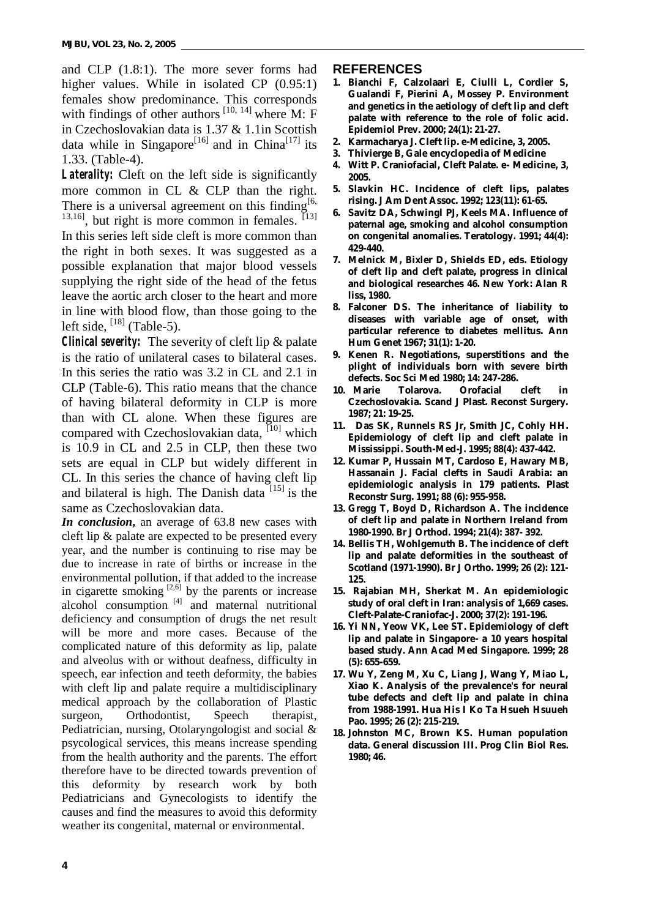and CLP (1.8:1). The more sever forms had higher values. While in isolated CP (0.95:1) females show predominance. This corresponds with findings of other authors [10, 14] where M: F in Czechoslovakian data is 1.37 & 1.1in Scottish data while in Singapore[16] and in China[17] its 1.33. (Table-4).

***Laterality:*** Cleft on the left side is significantly more common in CL & CLP than the right. There is a universal agreement on this finding[6, 13,16], but right is more common in females. [13] In this series left side cleft is more common than the right in both sexes. It was suggested as a possible explanation that major blood vessels supplying the right side of the head of the fetus leave the aortic arch closer to the heart and more in line with blood flow, than those going to the left side, [18] (Table-5).

***Clinical severity:*** The severity of cleft lip & palate is the ratio of unilateral cases to bilateral cases. In this series the ratio was 3.2 in CL and 2.1 in CLP (Table-6). This ratio means that the chance of having bilateral deformity in CLP is more than with CL alone. When these figures are compared with Czechoslovakian data, [10] which is 10.9 in CL and 2.5 in CLP, then these two sets are equal in CLP but widely different in CL. In this series the chance of having cleft lip and bilateral is high. The Danish data [15] is the same as Czechoslovakian data.

***In conclusion*,** an average of 63.8 new cases with cleft lip & palate are expected to be presented every year, and the number is continuing to rise may be due to increase in rate of births or increase in the environmental pollution, if that added to the increase in cigarette smoking [2,6] by the parents or increase alcohol consumption [4] and maternal nutritional deficiency and consumption of drugs the net result will be more and more cases. Because of the complicated nature of this deformity as lip, palate and alveolus with or without deafness, difficulty in speech, ear infection and teeth deformity, the babies with cleft lip and palate require a multidisciplinary medical approach by the collaboration of Plastic surgeon, Orthodontist, Speech therapist, Pediatrician, nursing, Otolaryngologist and social & psycological services, this means increase spending from the health authority and the parents. The effort therefore have to be directed towards prevention of this deformity by research work by both Pediatricians and Gynecologists to identify the causes and find the measures to avoid this deformity weather its congenital, maternal or environmental.

## REFERENCES

1. Bianchi F, Calzolaari E, Ciulli L, Cordier S, Gualandi F, Pierini A, Mossey P. Environment and genetics in the aetiology of cleft lip and cleft palate with reference to the role of folic acid. Epidemiol Prev. 2000; 24(1): 21-27.
2. Karmacharya J. Cleft lip. e-Medicine, 3, 2005.
3. Thivierge B, Gale encyclopedia of Medicine
4. Witt P. Craniofacial, Cleft Palate. e- Medicine, 3, 2005.
5. Slavkin HC. Incidence of cleft lips, palates rising. J Am Dent Assoc. 1992; 123(11): 61-65.
6. Savitz DA, Schwingl PJ, Keels MA. Influence of paternal age, smoking and alcohol consumption on congenital anomalies. Teratology. 1991; 44(4): 429-440.
7. Melnick M, Bixler D, Shields ED, eds. Etiology of cleft lip and cleft palate, progress in clinical and biological researches 46. New York: Alan R liss, 1980.
8. Falconer DS. The inheritance of liability to diseases with variable age of onset, with particular reference to diabetes mellitus. Ann Hum Genet 1967; 31(1): 1-20.
9. Kenen R. Negotiations, superstitions and the plight of individuals born with severe birth defects. Soc Sci Med 1980; 14: 247-286.
10. Marie Tolarova. Orofacial cleft in Czechoslovakia. Scand J Plast. Reconst Surgery. 1987; 21: 19-25.
11. Das SK, Runnels RS Jr, Smith JC, Cohly HH. Epidemiology of cleft lip and cleft palate in Mississippi. South-Med-J. 1995; 88(4): 437-442.
12. Kumar P, Hussain MT, Cardoso E, Hawary MB, Hassanain J. Facial clefts in Saudi Arabia: an epidemiologic analysis in 179 patients. Plast Reconstr Surg. 1991; 88 (6): 955-958.
13. Gregg T, Boyd D, Richardson A. The incidence of cleft lip and palate in Northern Ireland from 1980-1990. Br J Orthod. 1994; 21(4): 387- 392.
14. Bellis TH, Wohlgemuth B. The incidence of cleft lip and palate deformities in the southeast of Scotland (1971-1990). Br J Ortho. 1999; 26 (2): 121-125.
15. Rajabian MH, Sherkat M. An epidemiologic study of oral cleft in Iran: analysis of 1,669 cases. Cleft-Palate-Craniofac-J. 2000; 37(2): 191-196.
16. Yi NN, Yeow VK, Lee ST. Epidemiology of cleft lip and palate in Singapore- a 10 years hospital based study. Ann Acad Med Singapore. 1999; 28 (5): 655-659.
17. Wu Y, Zeng M, Xu C, Liang J, Wang Y, Miao L, Xiao K. Analysis of the prevalence's for neural tube defects and cleft lip and palate in china from 1988-1991. Hua His I Ko Ta Hsueh Hsuueh Pao. 1995; 26 (2): 215-219.
18. Johnston MC, Brown KS. Human population data. General discussion III. Prog Clin Biol Res. 1980; 46.